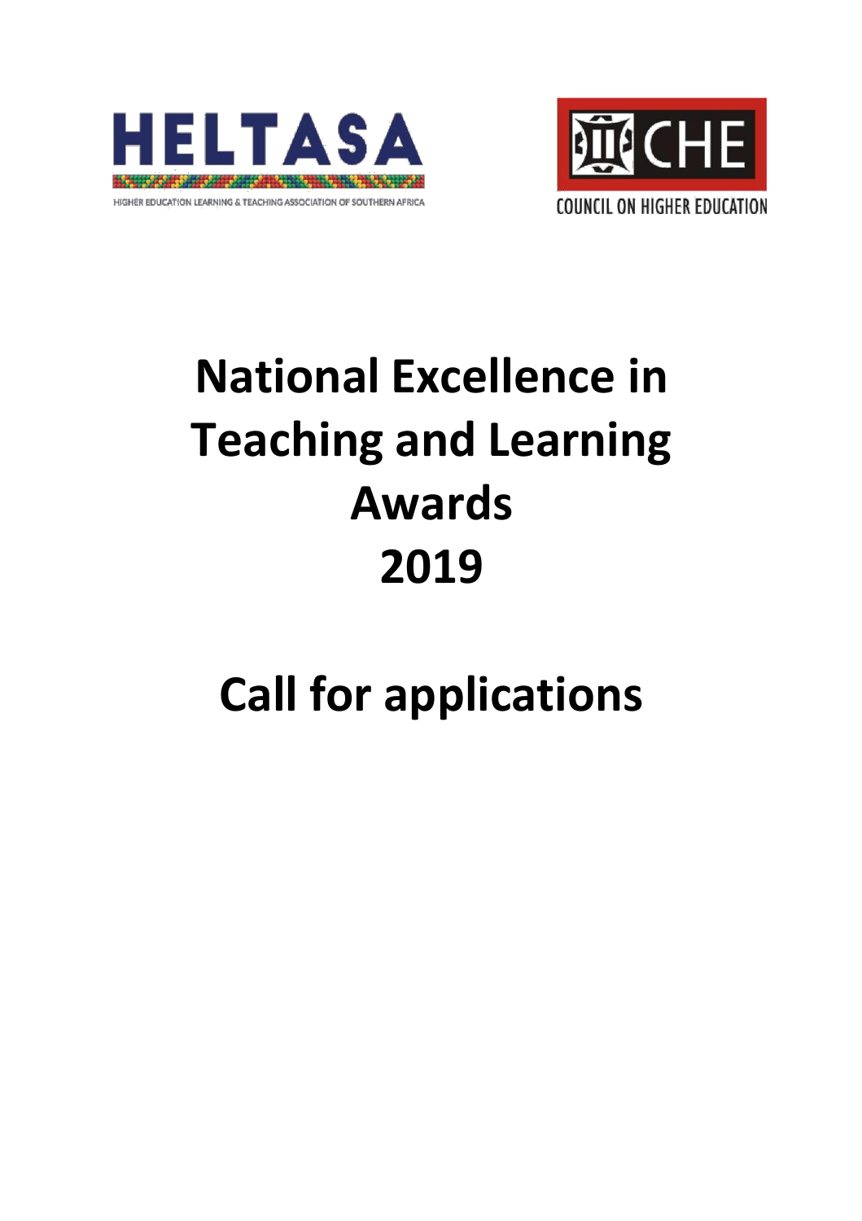HELTASA

HIGHER EDUCATION LEARNING & TEACHING ASSOCIATION OF SOUTHERN AFRICA

CHE

COUNCIL ON HIGHER EDUCATION

# National Excellence in Teaching and Learning Awards 2019

# Call for applications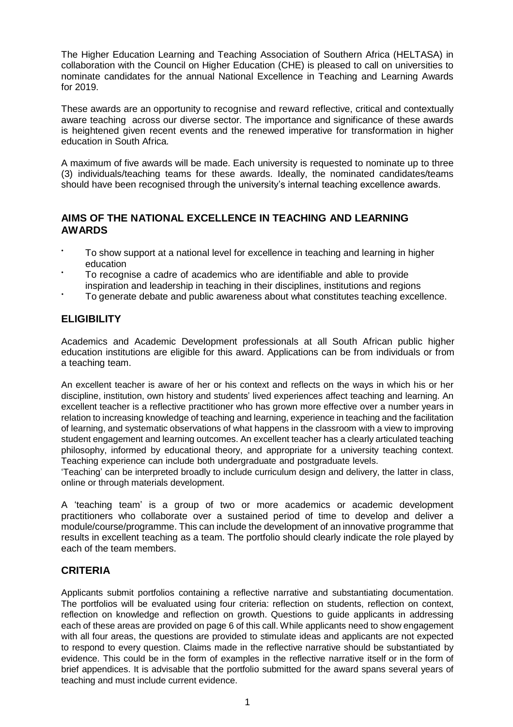The Higher Education Learning and Teaching Association of Southern Africa (HELTASA) in collaboration with the Council on Higher Education (CHE) is pleased to call on universities to nominate candidates for the annual National Excellence in Teaching and Learning Awards for 2019.

These awards are an opportunity to recognise and reward reflective, critical and contextually aware teaching across our diverse sector. The importance and significance of these awards is heightened given recent events and the renewed imperative for transformation in higher education in South Africa.

A maximum of five awards will be made. Each university is requested to nominate up to three (3) individuals/teaching teams for these awards. Ideally, the nominated candidates/teams should have been recognised through the university's internal teaching excellence awards.

## AIMS OF THE NATIONAL EXCELLENCE IN TEACHING AND LEARNING AWARDS

- To show support at a national level for excellence in teaching and learning in higher education
- To recognise a cadre of academics who are identifiable and able to provide inspiration and leadership in teaching in their disciplines, institutions and regions
- To generate debate and public awareness about what constitutes teaching excellence.

## ELIGIBILITY

Academics and Academic Development professionals at all South African public higher education institutions are eligible for this award. Applications can be from individuals or from a teaching team.

An excellent teacher is aware of her or his context and reflects on the ways in which his or her discipline, institution, own history and students' lived experiences affect teaching and learning. An excellent teacher is a reflective practitioner who has grown more effective over a number years in relation to increasing knowledge of teaching and learning, experience in teaching and the facilitation of learning, and systematic observations of what happens in the classroom with a view to improving student engagement and learning outcomes. An excellent teacher has a clearly articulated teaching philosophy, informed by educational theory, and appropriate for a university teaching context. Teaching experience can include both undergraduate and postgraduate levels.

'Teaching' can be interpreted broadly to include curriculum design and delivery, the latter in class, online or through materials development.

A 'teaching team' is a group of two or more academics or academic development practitioners who collaborate over a sustained period of time to develop and deliver a module/course/programme. This can include the development of an innovative programme that results in excellent teaching as a team. The portfolio should clearly indicate the role played by each of the team members.

## CRITERIA

Applicants submit portfolios containing a reflective narrative and substantiating documentation. The portfolios will be evaluated using four criteria: reflection on students, reflection on context, reflection on knowledge and reflection on growth. Questions to guide applicants in addressing each of these areas are provided on page 6 of this call. While applicants need to show engagement with all four areas, the questions are provided to stimulate ideas and applicants are not expected to respond to every question. Claims made in the reflective narrative should be substantiated by evidence. This could be in the form of examples in the reflective narrative itself or in the form of brief appendices. It is advisable that the portfolio submitted for the award spans several years of teaching and must include current evidence.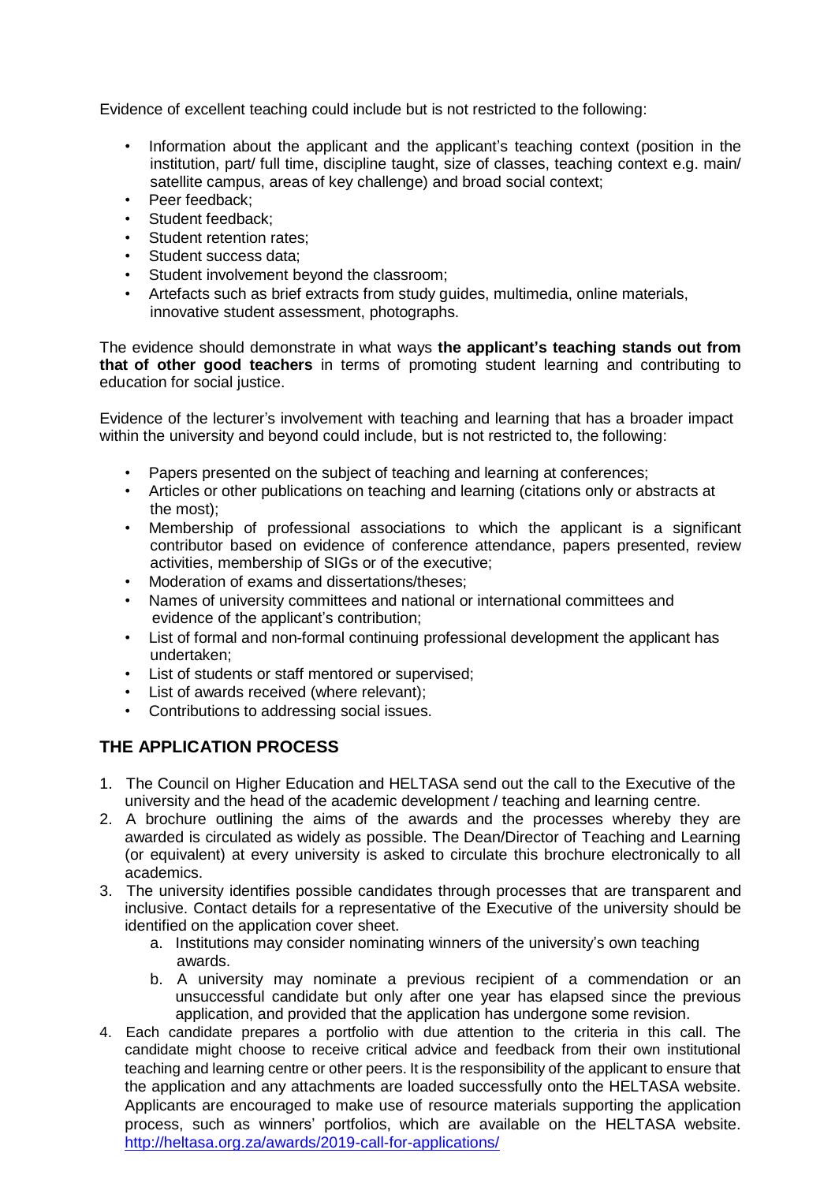Evidence of excellent teaching could include but is not restricted to the following:

- Information about the applicant and the applicant's teaching context (position in the institution, part/ full time, discipline taught, size of classes, teaching context e.g. main/ satellite campus, areas of key challenge) and broad social context;
- Peer feedback;
- Student feedback;
- Student retention rates;
- Student success data;
- Student involvement beyond the classroom;
- Artefacts such as brief extracts from study guides, multimedia, online materials, innovative student assessment, photographs.

The evidence should demonstrate in what ways **the applicant's teaching stands out from that of other good teachers** in terms of promoting student learning and contributing to education for social justice.

Evidence of the lecturer's involvement with teaching and learning that has a broader impact within the university and beyond could include, but is not restricted to, the following:

- Papers presented on the subject of teaching and learning at conferences;
- Articles or other publications on teaching and learning (citations only or abstracts at the most);
- Membership of professional associations to which the applicant is a significant contributor based on evidence of conference attendance, papers presented, review activities, membership of SIGs or of the executive;
- Moderation of exams and dissertations/theses;
- Names of university committees and national or international committees and evidence of the applicant's contribution;
- List of formal and non-formal continuing professional development the applicant has undertaken;
- List of students or staff mentored or supervised;
- List of awards received (where relevant);
- Contributions to addressing social issues.

## THE APPLICATION PROCESS

1. The Council on Higher Education and HELTASA send out the call to the Executive of the university and the head of the academic development / teaching and learning centre.
2. A brochure outlining the aims of the awards and the processes whereby they are awarded is circulated as widely as possible. The Dean/Director of Teaching and Learning (or equivalent) at every university is asked to circulate this brochure electronically to all academics.
3. The university identifies possible candidates through processes that are transparent and inclusive. Contact details for a representative of the Executive of the university should be identified on the application cover sheet.
   a. Institutions may consider nominating winners of the university's own teaching awards.
   b. A university may nominate a previous recipient of a commendation or an unsuccessful candidate but only after one year has elapsed since the previous application, and provided that the application has undergone some revision.
4. Each candidate prepares a portfolio with due attention to the criteria in this call. The candidate might choose to receive critical advice and feedback from their own institutional teaching and learning centre or other peers. It is the responsibility of the applicant to ensure that the application and any attachments are loaded successfully onto the HELTASA website. Applicants are encouraged to make use of resource materials supporting the application process, such as winners' portfolios, which are available on the HELTASA website. http://heltasa.org.za/awards/2019-call-for-applications/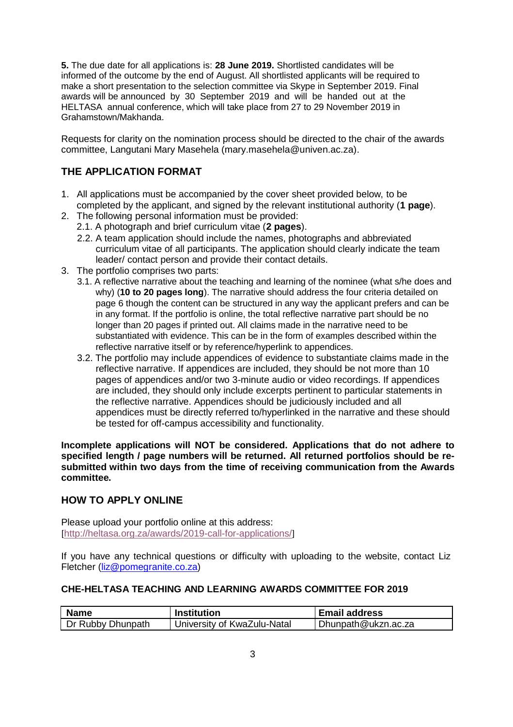**5.** The due date for all applications is: **28 June 2019.** Shortlisted candidates will be informed of the outcome by the end of August. All shortlisted applicants will be required to make a short presentation to the selection committee via Skype in September 2019. Final awards will be announced by 30 September 2019 and will be handed out at the HELTASA annual conference, which will take place from 27 to 29 November 2019 in Grahamstown/Makhanda.

Requests for clarity on the nomination process should be directed to the chair of the awards committee, Langutani Mary Masehela (mary.masehela@univen.ac.za).

## THE APPLICATION FORMAT

1. All applications must be accompanied by the cover sheet provided below, to be completed by the applicant, and signed by the relevant institutional authority (**1 page**).
2. The following personal information must be provided:
   - 2.1. A photograph and brief curriculum vitae (**2 pages**).
   - 2.2. A team application should include the names, photographs and abbreviated curriculum vitae of all participants. The application should clearly indicate the team leader/ contact person and provide their contact details.
3. The portfolio comprises two parts:
   - 3.1. A reflective narrative about the teaching and learning of the nominee (what s/he does and why) (**10 to 20 pages long**). The narrative should address the four criteria detailed on page 6 though the content can be structured in any way the applicant prefers and can be in any format. If the portfolio is online, the total reflective narrative part should be no longer than 20 pages if printed out. All claims made in the narrative need to be substantiated with evidence. This can be in the form of examples described within the reflective narrative itself or by reference/hyperlink to appendices.
   - 3.2. The portfolio may include appendices of evidence to substantiate claims made in the reflective narrative. If appendices are included, they should be not more than 10 pages of appendices and/or two 3-minute audio or video recordings. If appendices are included, they should only include excerpts pertinent to particular statements in the reflective narrative. Appendices should be judiciously included and all appendices must be directly referred to/hyperlinked in the narrative and these should be tested for off-campus accessibility and functionality.

**Incomplete applications will NOT be considered. Applications that do not adhere to specified length / page numbers will be returned. All returned portfolios should be re-submitted within two days from the time of receiving communication from the Awards committee.**

## HOW TO APPLY ONLINE

Please upload your portfolio online at this address:
[http://heltasa.org.za/awards/2019-call-for-applications/]

If you have any technical questions or difficulty with uploading to the website, contact Liz Fletcher (liz@pomegranite.co.za)

### CHE-HELTASA TEACHING AND LEARNING AWARDS COMMITTEE FOR 2019

| Name | Institution | Email address |
|---|---|---|
| Dr Rubby Dhunpath | University of KwaZulu-Natal | Dhunpath@ukzn.ac.za |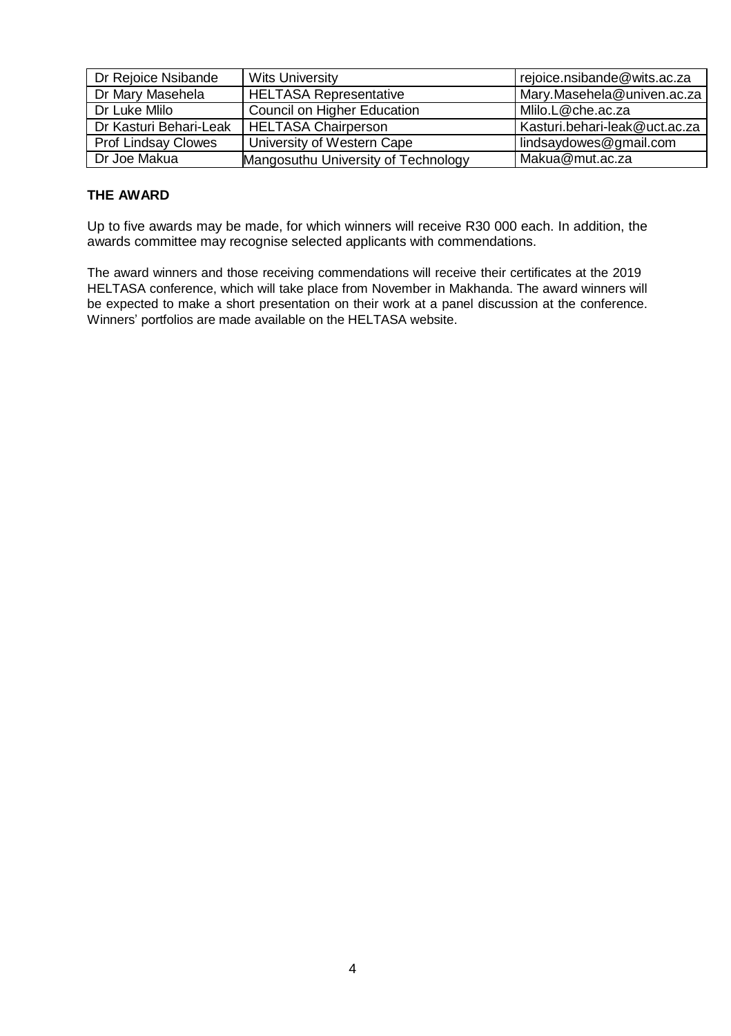| Dr Rejoice Nsibande | Wits University | rejoice.nsibande@wits.ac.za |
|---|---|---|
| Dr Mary Masehela | HELTASA Representative | Mary.Masehela@univen.ac.za |
| Dr Luke Mlilo | Council on Higher Education | Mlilo.L@che.ac.za |
| Dr Kasturi Behari-Leak | HELTASA Chairperson | Kasturi.behari-leak@uct.ac.za |
| Prof Lindsay Clowes | University of Western Cape | lindsaydowes@gmail.com |
| Dr Joe Makua | Mangosuthu University of Technology | Makua@mut.ac.za |

**THE AWARD**

Up to five awards may be made, for which winners will receive R30 000 each. In addition, the awards committee may recognise selected applicants with commendations.

The award winners and those receiving commendations will receive their certificates at the 2019 HELTASA conference, which will take place from November in Makhanda. The award winners will be expected to make a short presentation on their work at a panel discussion at the conference. Winners' portfolios are made available on the HELTASA website.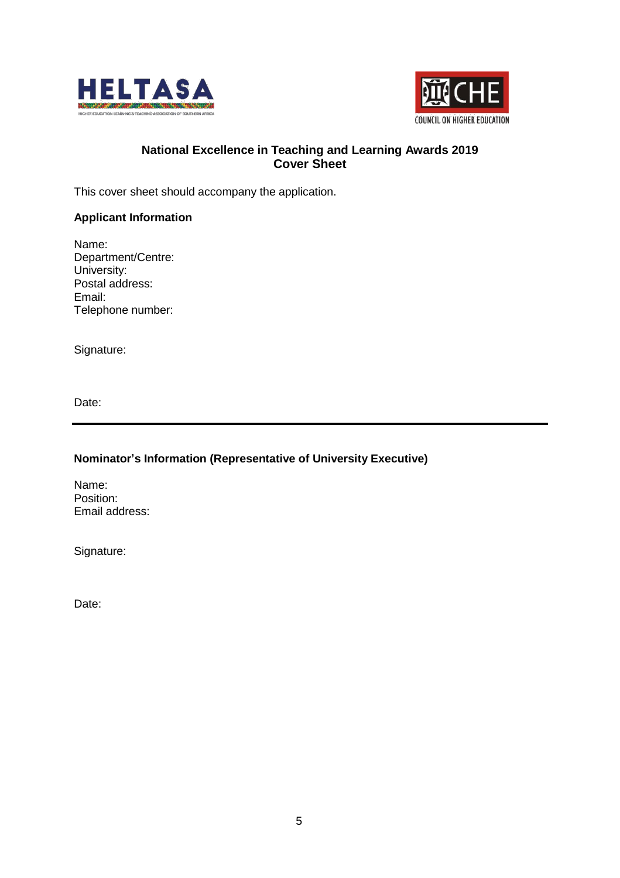HELTASA

HIGHER EDUCATION LEARNING & TEACHING ASSOCIATION OF SOUTHERN AFRICA

CHE

COUNCIL ON HIGHER EDUCATION

## National Excellence in Teaching and Learning Awards 2019
## Cover Sheet

This cover sheet should accompany the application.

**Applicant Information**

Name:
Department/Centre:
University:
Postal address:
Email:
Telephone number:

Signature:

Date:

---

**Nominator's Information (Representative of University Executive)**

Name:
Position:
Email address:

Signature:

Date: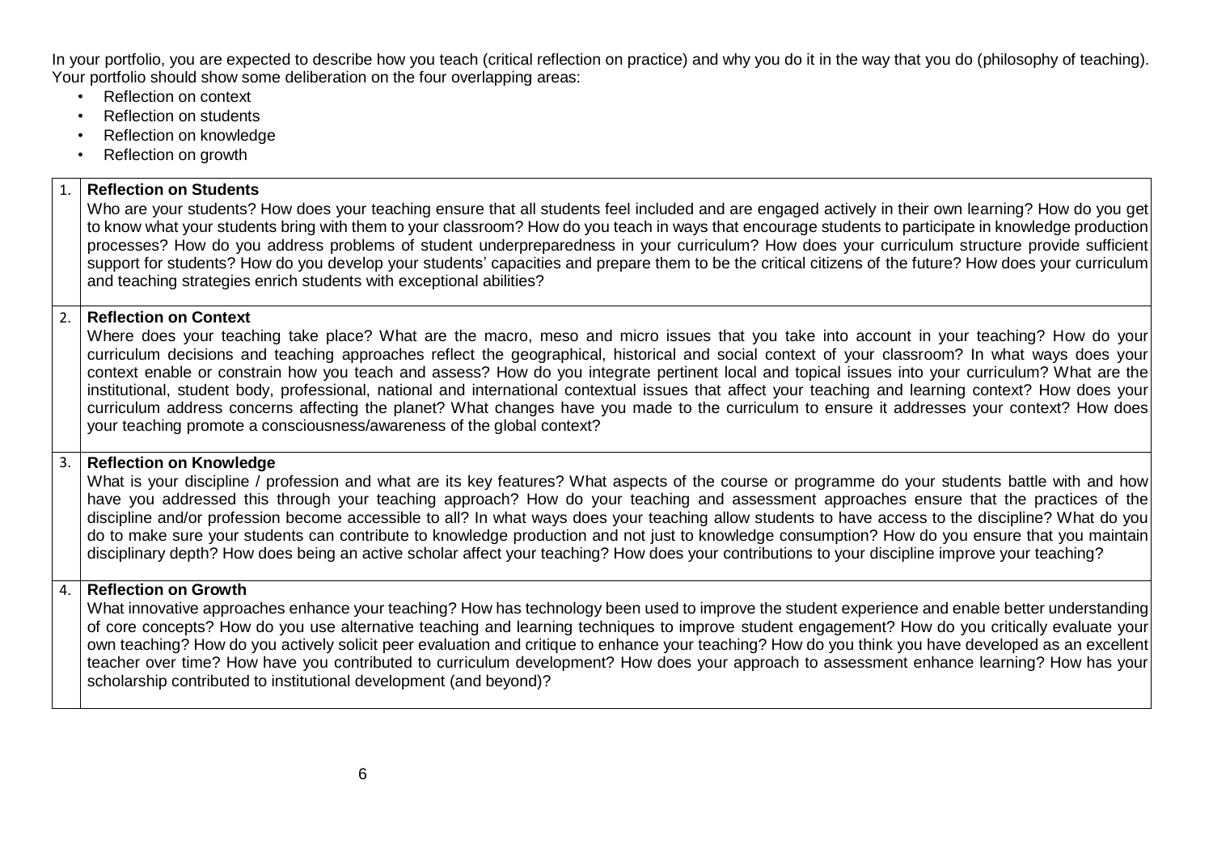In your portfolio, you are expected to describe how you teach (critical reflection on practice) and why you do it in the way that you do (philosophy of teaching). Your portfolio should show some deliberation on the four overlapping areas:

- Reflection on context
- Reflection on students
- Reflection on knowledge
- Reflection on growth

| | |
|---|---|
| 1. | **Reflection on Students**<br>Who are your students? How does your teaching ensure that all students feel included and are engaged actively in their own learning? How do you get to know what your students bring with them to your classroom? How do you teach in ways that encourage students to participate in knowledge production processes? How do you address problems of student underpreparedness in your curriculum? How does your curriculum structure provide sufficient support for students? How do you develop your students' capacities and prepare them to be the critical citizens of the future? How does your curriculum and teaching strategies enrich students with exceptional abilities? |
| 2. | **Reflection on Context**<br>Where does your teaching take place? What are the macro, meso and micro issues that you take into account in your teaching? How do your curriculum decisions and teaching approaches reflect the geographical, historical and social context of your classroom? In what ways does your context enable or constrain how you teach and assess? How do you integrate pertinent local and topical issues into your curriculum? What are the institutional, student body, professional, national and international contextual issues that affect your teaching and learning context? How does your curriculum address concerns affecting the planet? What changes have you made to the curriculum to ensure it addresses your context? How does your teaching promote a consciousness/awareness of the global context? |
| 3. | **Reflection on Knowledge**<br>What is your discipline / profession and what are its key features? What aspects of the course or programme do your students battle with and how have you addressed this through your teaching approach? How do your teaching and assessment approaches ensure that the practices of the discipline and/or profession become accessible to all? In what ways does your teaching allow students to have access to the discipline? What do you do to make sure your students can contribute to knowledge production and not just to knowledge consumption? How do you ensure that you maintain disciplinary depth? How does being an active scholar affect your teaching? How does your contributions to your discipline improve your teaching? |
| 4. | **Reflection on Growth**<br>What innovative approaches enhance your teaching? How has technology been used to improve the student experience and enable better understanding of core concepts? How do you use alternative teaching and learning techniques to improve student engagement? How do you critically evaluate your own teaching? How do you actively solicit peer evaluation and critique to enhance your teaching? How do you think you have developed as an excellent teacher over time? How have you contributed to curriculum development? How does your approach to assessment enhance learning? How has your scholarship contributed to institutional development (and beyond)? |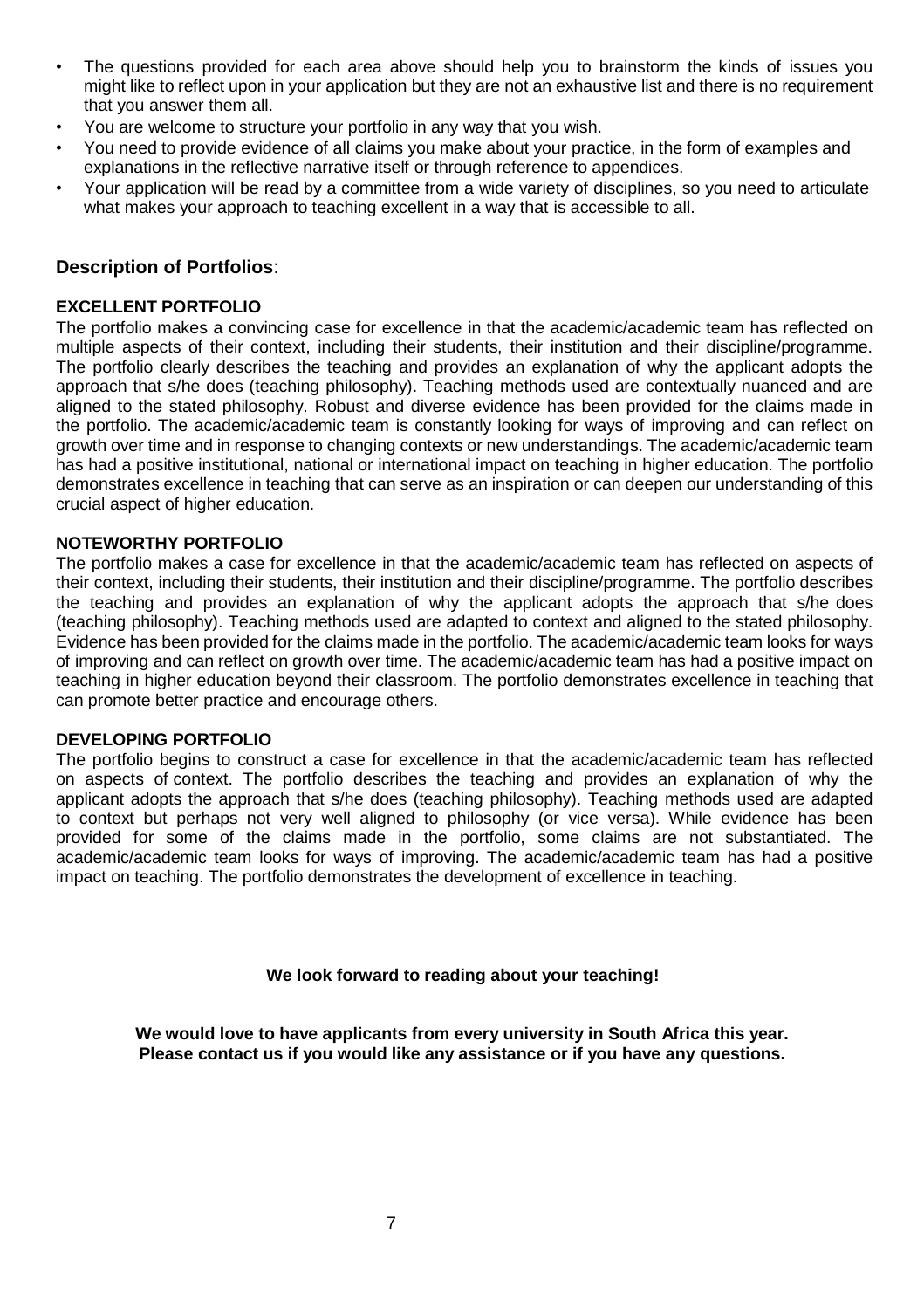- The questions provided for each area above should help you to brainstorm the kinds of issues you might like to reflect upon in your application but they are not an exhaustive list and there is no requirement that you answer them all.
- You are welcome to structure your portfolio in any way that you wish.
- You need to provide evidence of all claims you make about your practice, in the form of examples and explanations in the reflective narrative itself or through reference to appendices.
- Your application will be read by a committee from a wide variety of disciplines, so you need to articulate what makes your approach to teaching excellent in a way that is accessible to all.

## Description of Portfolios:

### EXCELLENT PORTFOLIO

The portfolio makes a convincing case for excellence in that the academic/academic team has reflected on multiple aspects of their context, including their students, their institution and their discipline/programme. The portfolio clearly describes the teaching and provides an explanation of why the applicant adopts the approach that s/he does (teaching philosophy). Teaching methods used are contextually nuanced and are aligned to the stated philosophy. Robust and diverse evidence has been provided for the claims made in the portfolio. The academic/academic team is constantly looking for ways of improving and can reflect on growth over time and in response to changing contexts or new understandings. The academic/academic team has had a positive institutional, national or international impact on teaching in higher education. The portfolio demonstrates excellence in teaching that can serve as an inspiration or can deepen our understanding of this crucial aspect of higher education.

### NOTEWORTHY PORTFOLIO

The portfolio makes a case for excellence in that the academic/academic team has reflected on aspects of their context, including their students, their institution and their discipline/programme. The portfolio describes the teaching and provides an explanation of why the applicant adopts the approach that s/he does (teaching philosophy). Teaching methods used are adapted to context and aligned to the stated philosophy. Evidence has been provided for the claims made in the portfolio. The academic/academic team looks for ways of improving and can reflect on growth over time. The academic/academic team has had a positive impact on teaching in higher education beyond their classroom. The portfolio demonstrates excellence in teaching that can promote better practice and encourage others.

### DEVELOPING PORTFOLIO

The portfolio begins to construct a case for excellence in that the academic/academic team has reflected on aspects of context. The portfolio describes the teaching and provides an explanation of why the applicant adopts the approach that s/he does (teaching philosophy). Teaching methods used are adapted to context but perhaps not very well aligned to philosophy (or vice versa). While evidence has been provided for some of the claims made in the portfolio, some claims are not substantiated. The academic/academic team looks for ways of improving. The academic/academic team has had a positive impact on teaching. The portfolio demonstrates the development of excellence in teaching.

**We look forward to reading about your teaching!**

**We would love to have applicants from every university in South Africa this year. Please contact us if you would like any assistance or if you have any questions.**